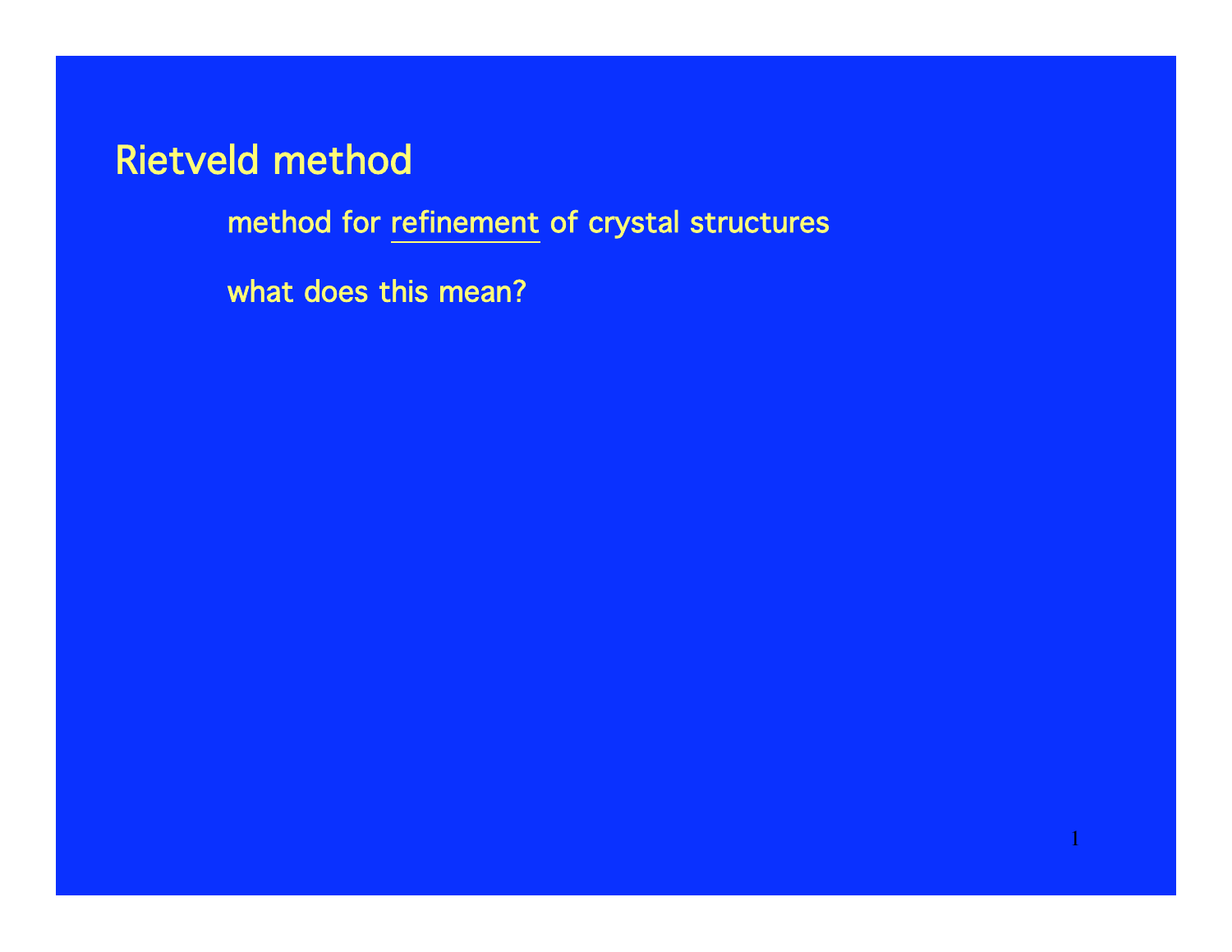# Rietveld method

method for <u>refinement</u> of crystal structures

what does this mean?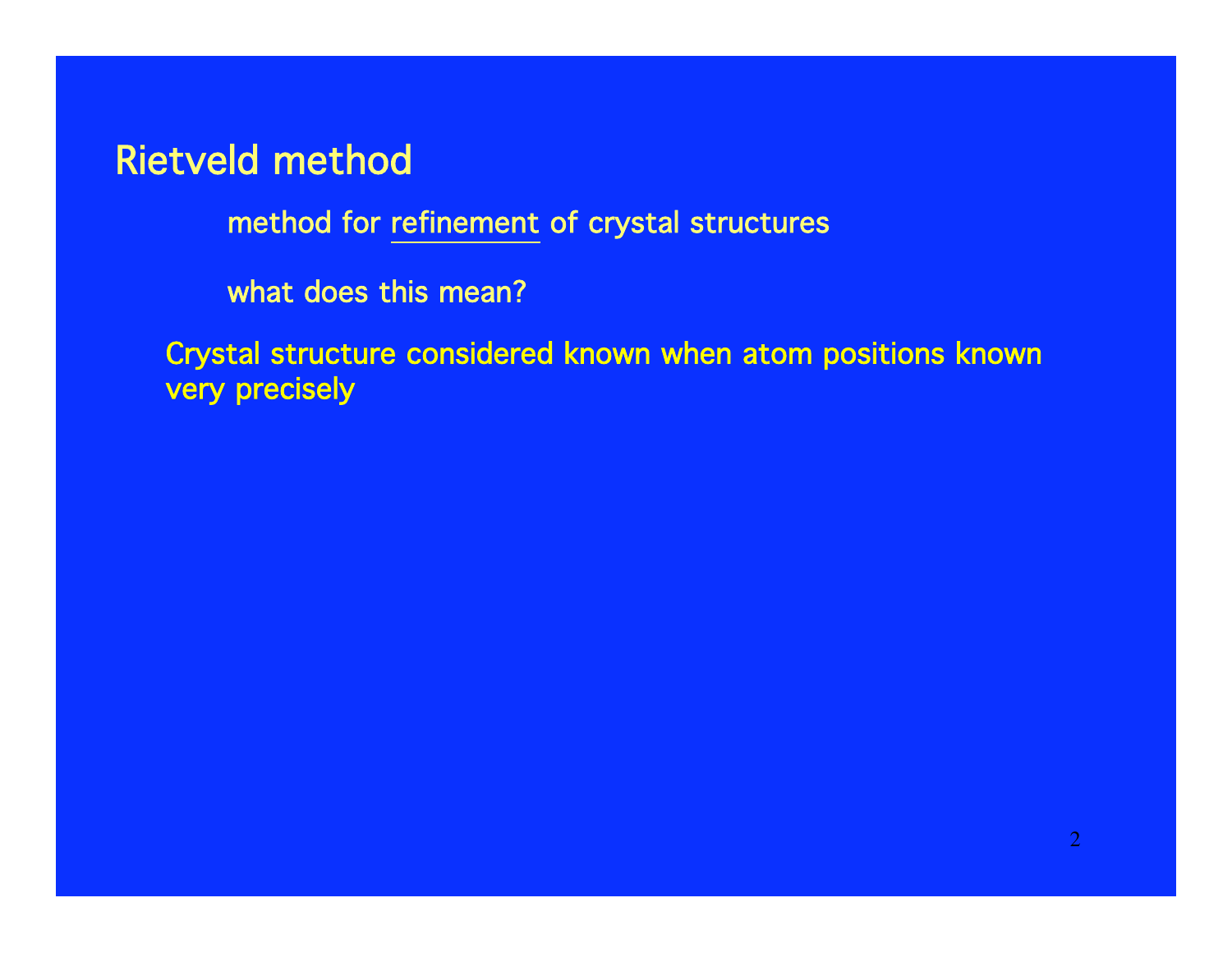# Rietveld method

method for <u>refinement</u> of crystal structures

what does this mean?

Crystal structure considered known when atom positions known very precisely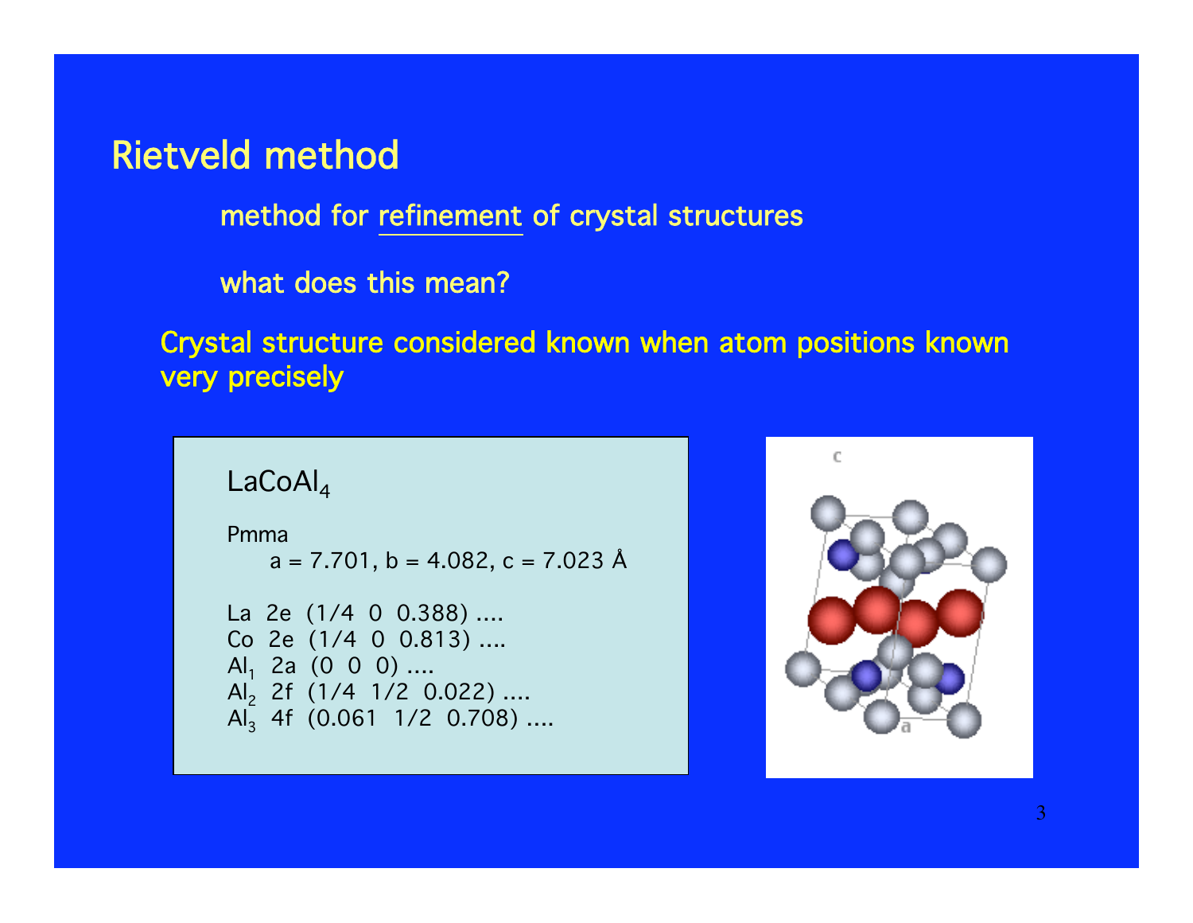# Rietveld method

method for <u>refinement</u> of crystal structures

what does this mean?

Crystal structure considered known when atom positions known very precisely

$LaCoAl_4$

Pmma

a = 7.701, b = 4.082, c = 7.023 Å

La 2e (1/4 0 0.388) ....
Co 2e (1/4 0 0.813) ....
$Al_1$ 2a (0 0 0) ....
$Al_2$ 2f (1/4 1/2 0.022) ....
$Al_3$ 4f (0.061 1/2 0.708) ....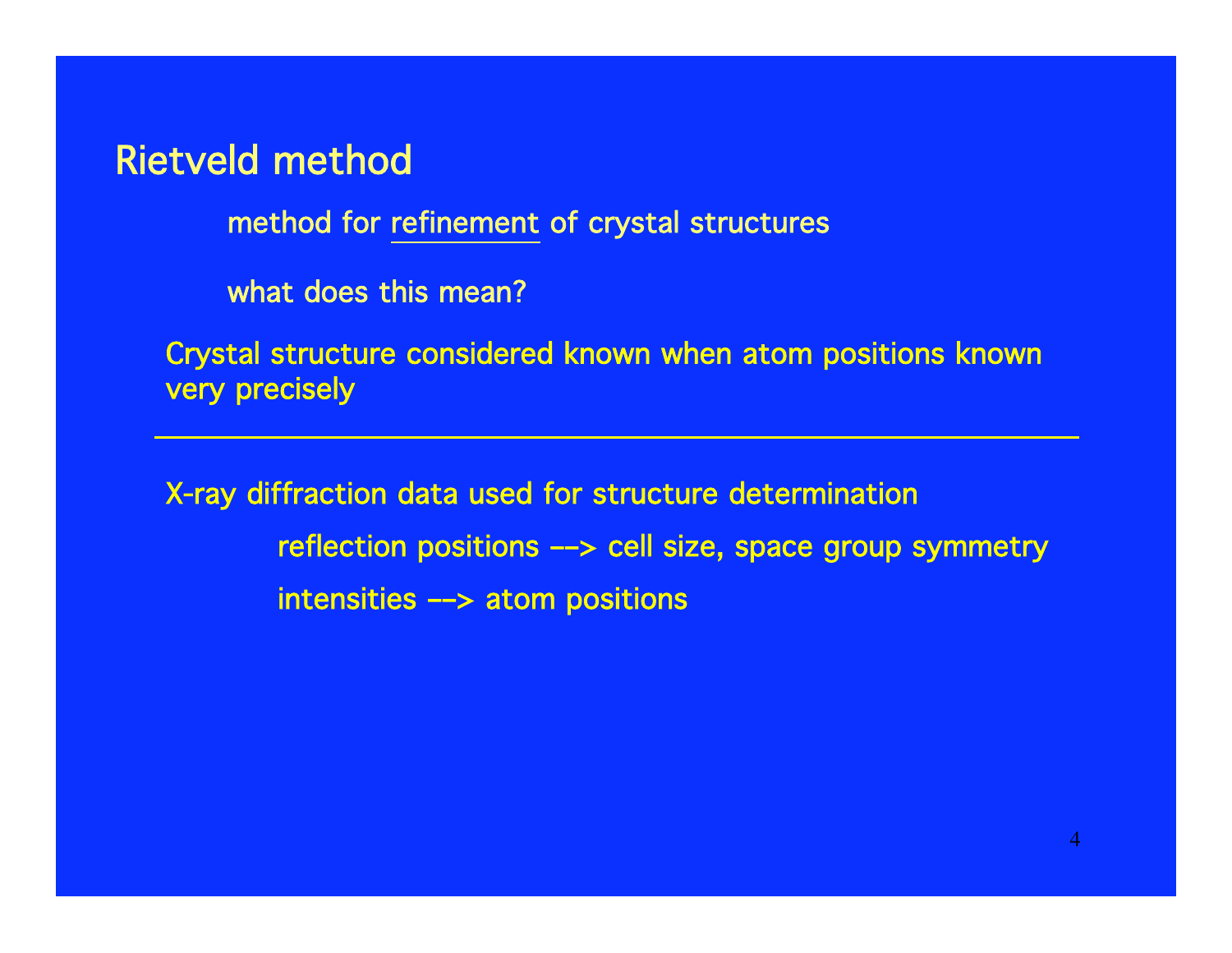# Rietveld method

method for <u>refinement</u> of crystal structures

what does this mean?

Crystal structure considered known when atom positions known very precisely

---

X-ray diffraction data used for structure determination

reflection positions ––> cell size, space group symmetry

intensities ––> atom positions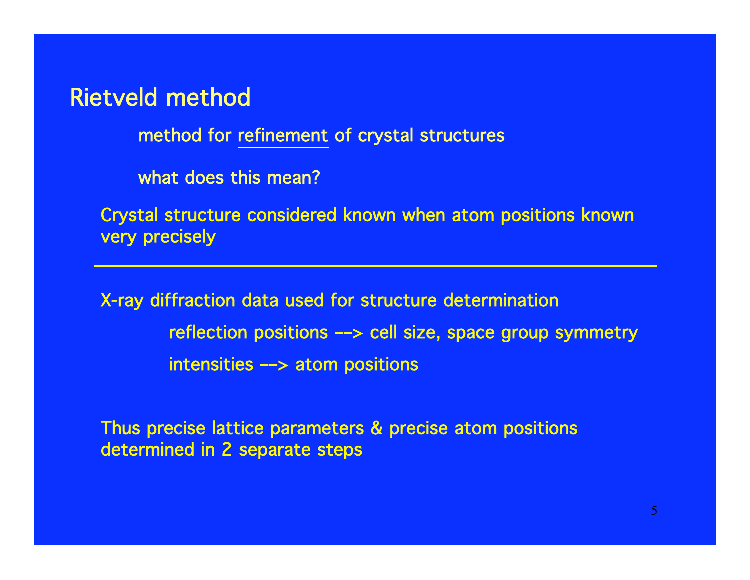# Rietveld method

method for <u>refinement</u> of crystal structures

what does this mean?

Crystal structure considered known when atom positions known very precisely

---

X-ray diffraction data used for structure determination

reflection positions ––> cell size, space group symmetry

intensities ––> atom positions

Thus precise lattice parameters & precise atom positions determined in 2 separate steps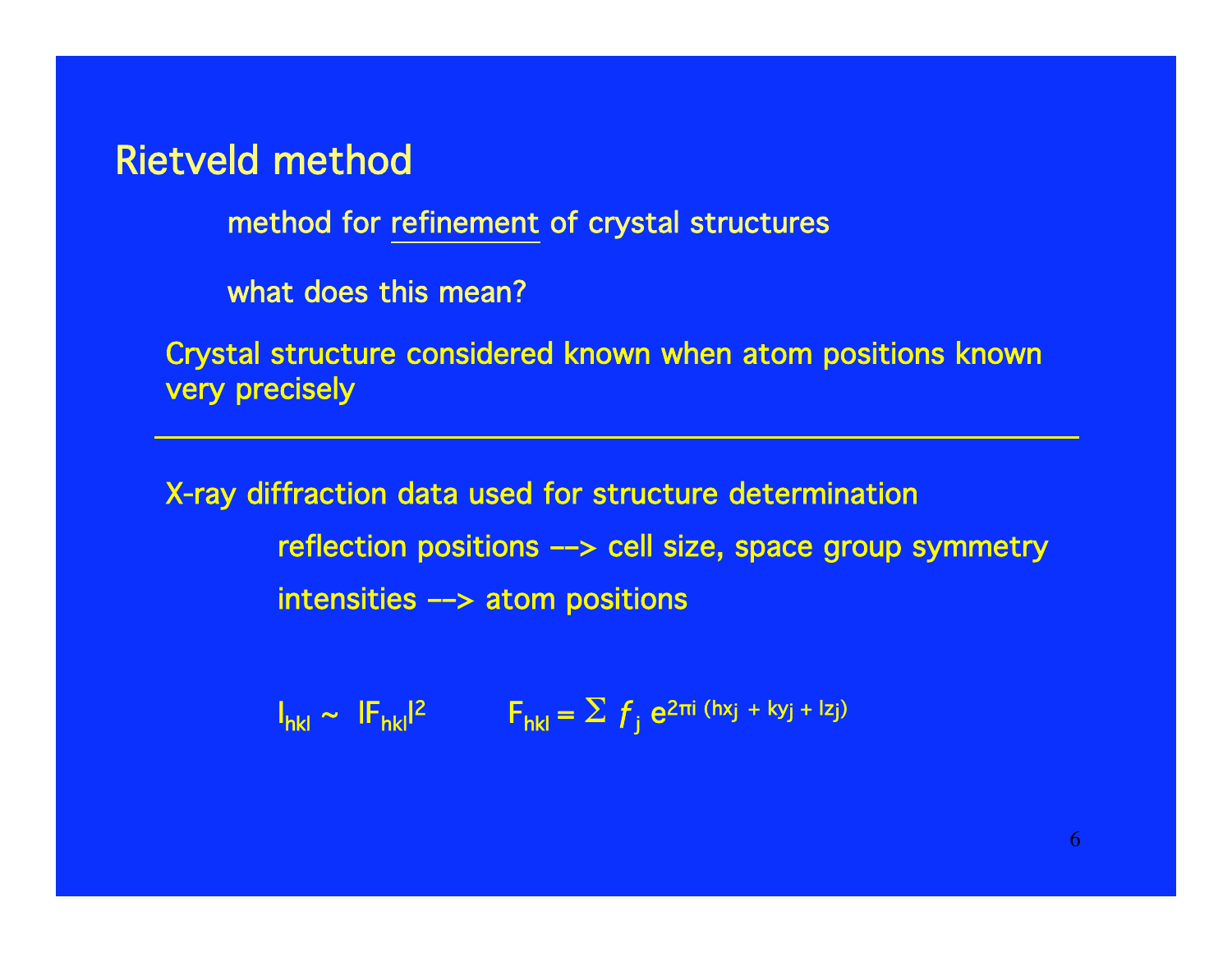# Rietveld method

method for refinement of crystal structures

what does this mean?

Crystal structure considered known when atom positions known very precisely

---

X-ray diffraction data used for structure determination

reflection positions ––> cell size, space group symmetry

intensities ––> atom positions

$I_{hkl} \sim |F_{hkl}|^2$ $\quad\quad$ $F_{hkl} = \Sigma f_j \, e^{2\pi i \, (hx_j + ky_j + lz_j)}$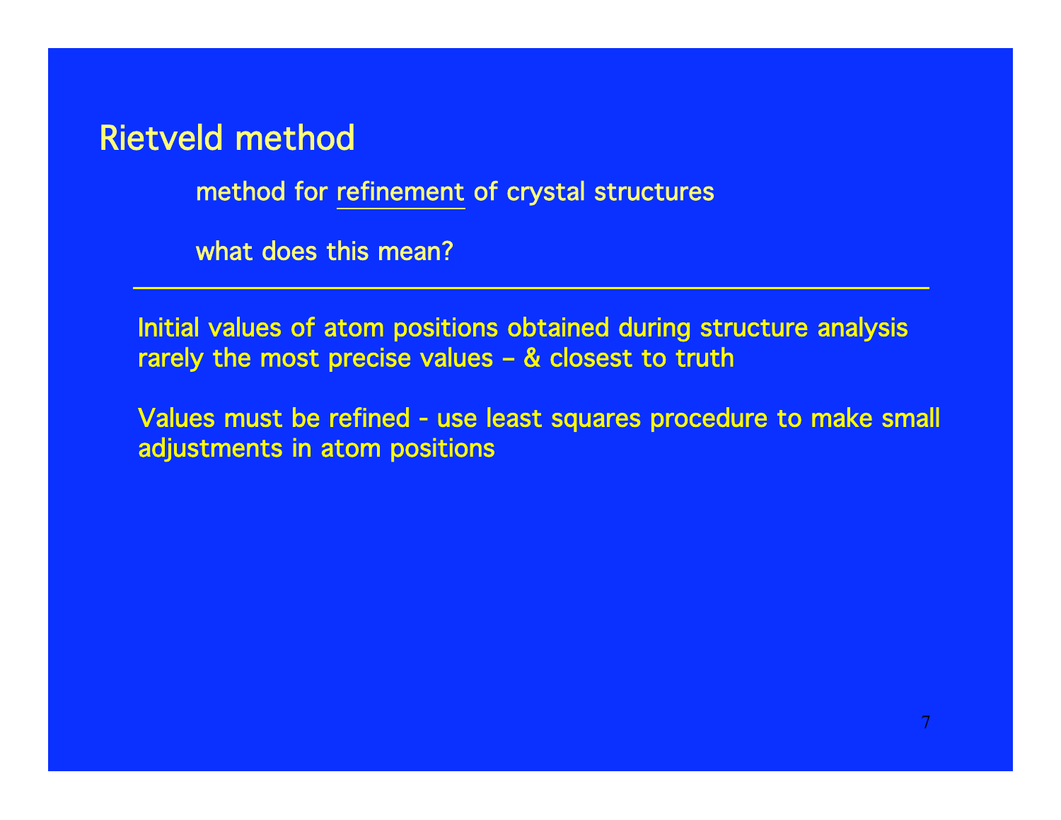# Rietveld method

method for <u>refinement</u> of crystal structures

what does this mean?

---

Initial values of atom positions obtained during structure analysis rarely the most precise values – & closest to truth

Values must be refined - use least squares procedure to make small adjustments in atom positions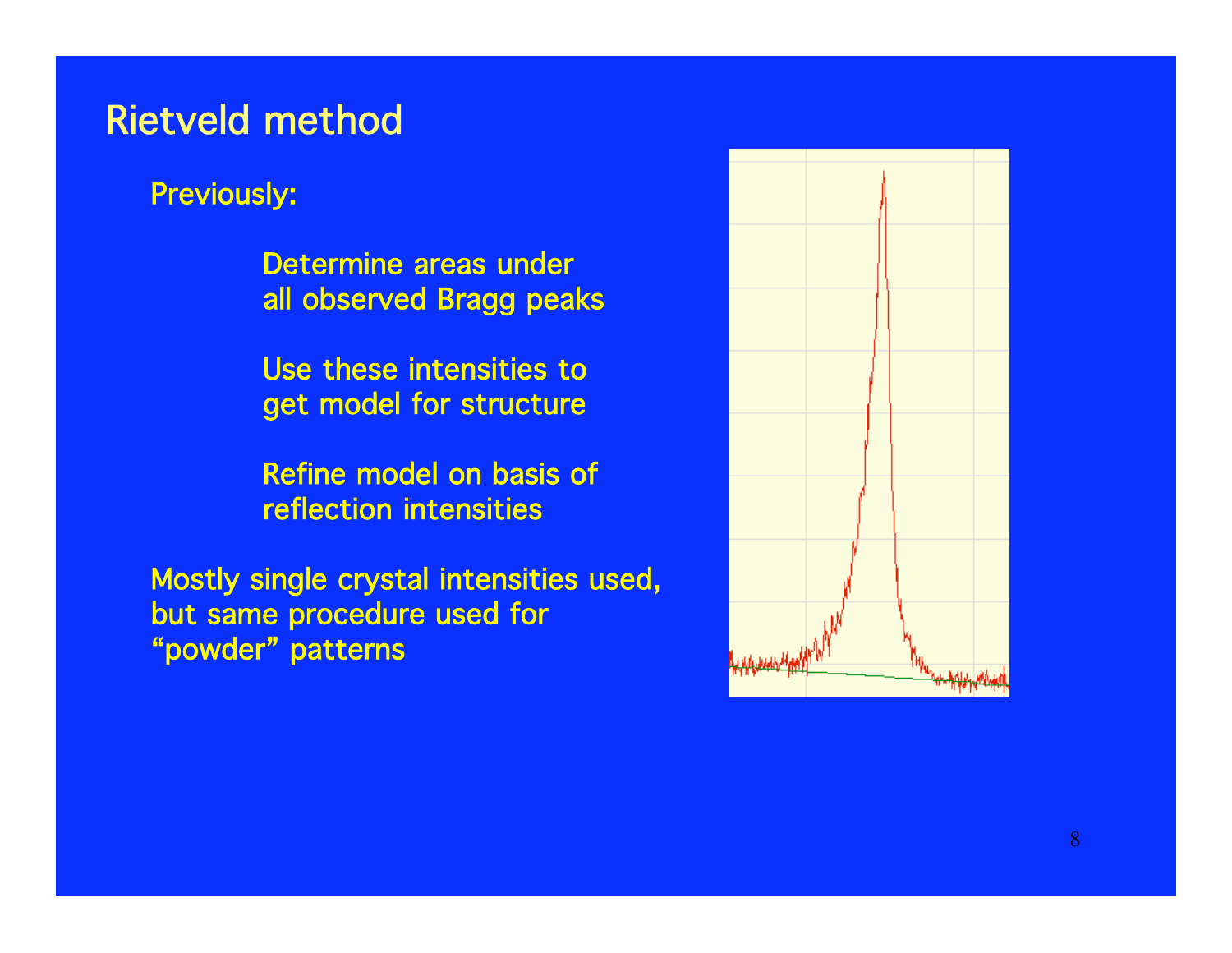# Rietveld method

Previously:

Determine areas under all observed Bragg peaks

Use these intensities to get model for structure

Refine model on basis of reflection intensities

Mostly single crystal intensities used, but same procedure used for "powder" patterns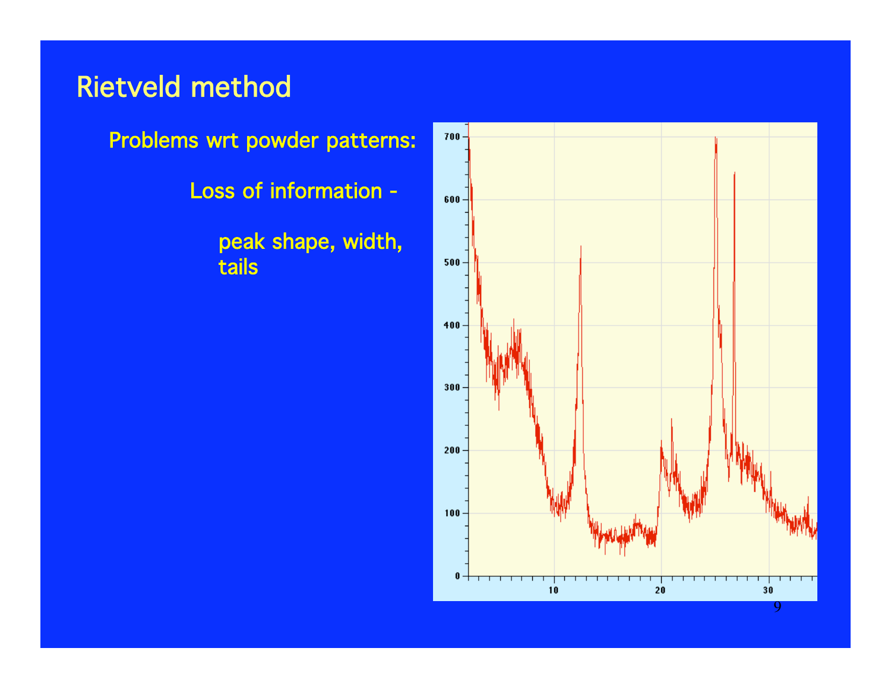# Rietveld method

Problems wrt powder patterns:

Loss of information -

peak shape, width, tails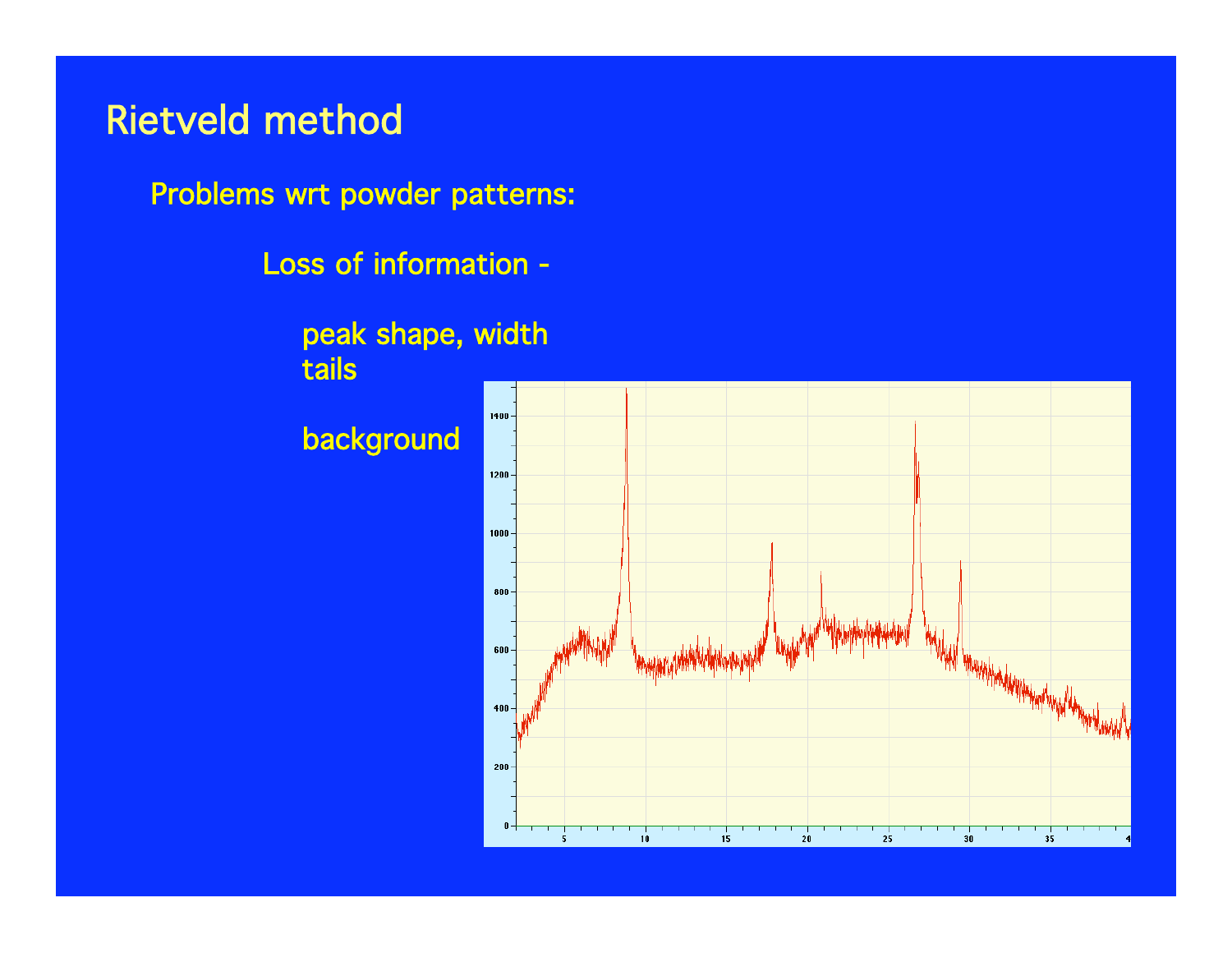# Rietveld method

Problems wrt powder patterns:

Loss of information -

peak shape, width
tails

background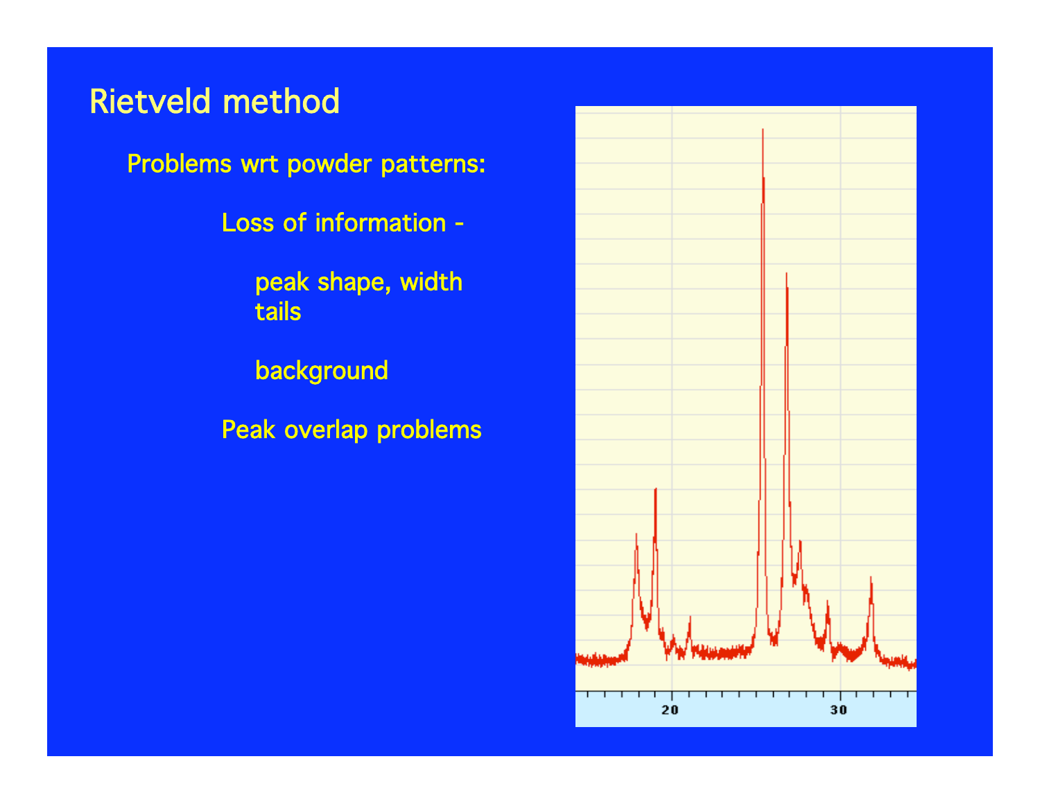# Rietveld method

Problems wrt powder patterns:

- Loss of information -
    - peak shape, width
      tails
    - background
- Peak overlap problems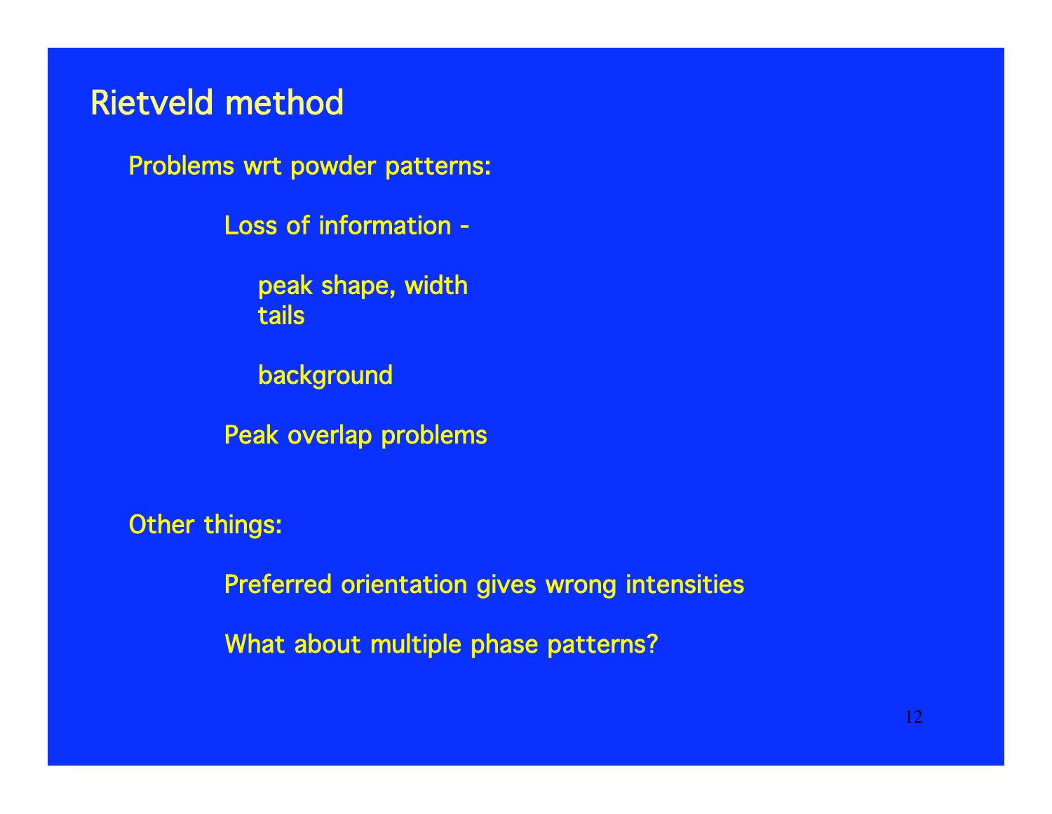# Rietveld method

Problems wrt powder patterns:

- Loss of information -
  - peak shape, width
  - tails
  - background
- Peak overlap problems

Other things:

- Preferred orientation gives wrong intensities
- What about multiple phase patterns?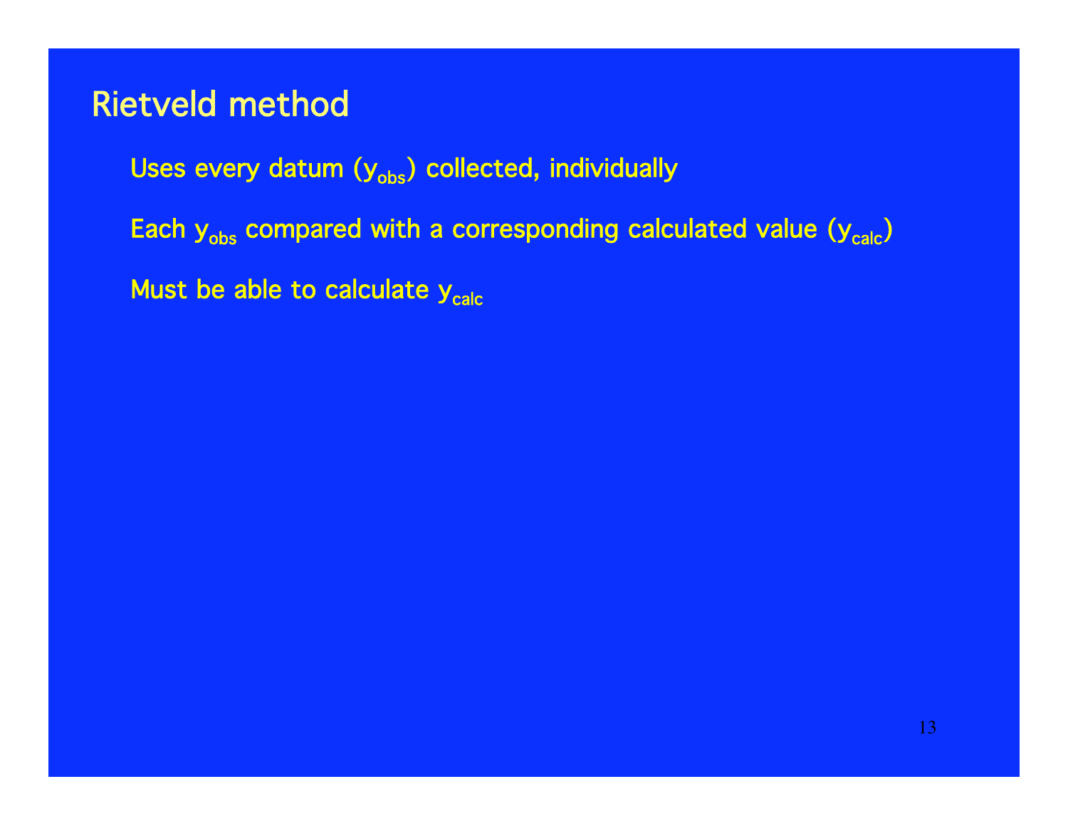# Rietveld method

Uses every datum ($y_{obs}$) collected, individually

Each $y_{obs}$ compared with a corresponding calculated value ($y_{calc}$)

Must be able to calculate $y_{calc}$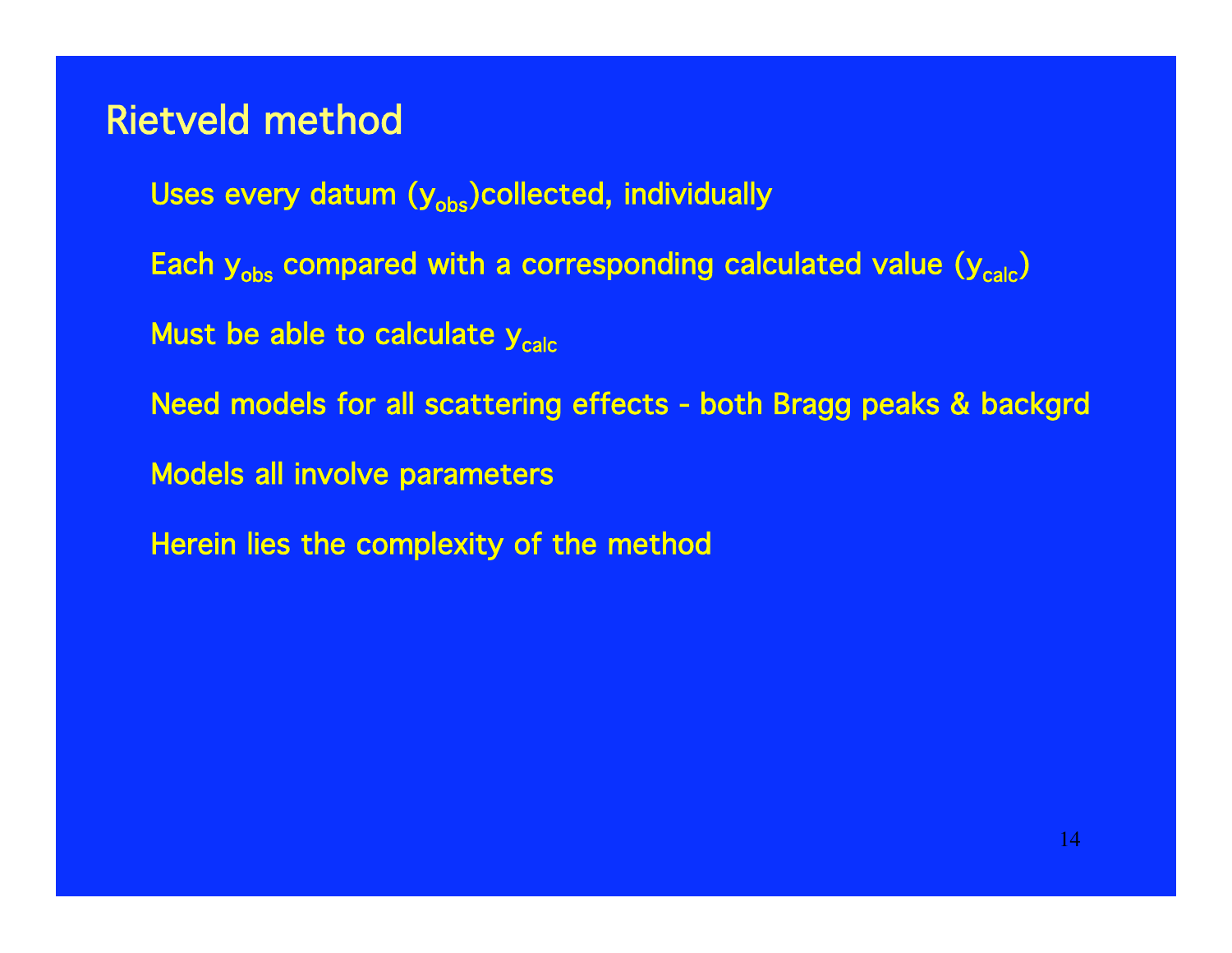# Rietveld method

Uses every datum ($y_{obs}$)collected, individually

Each $y_{obs}$ compared with a corresponding calculated value ($y_{calc}$)

Must be able to calculate $y_{calc}$

Need models for all scattering effects - both Bragg peaks & backgrd

Models all involve parameters

Herein lies the complexity of the method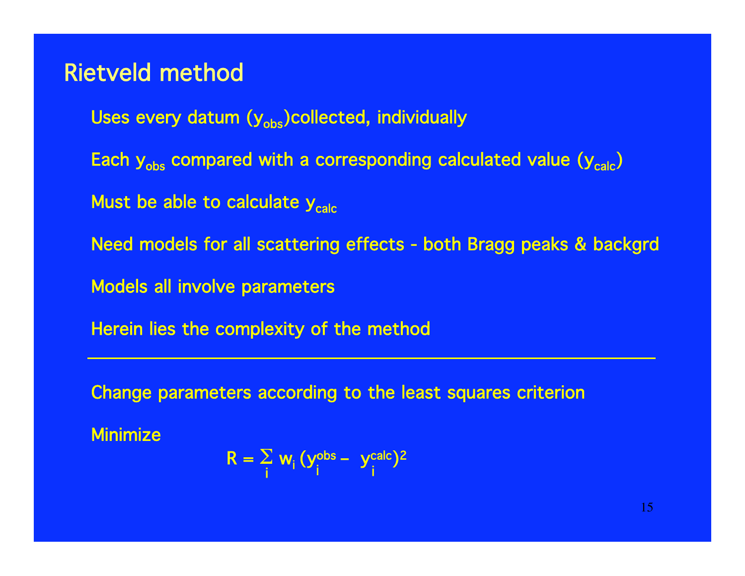# Rietveld method

Uses every datum ($y_{obs}$)collected, individually

Each $y_{obs}$ compared with a corresponding calculated value ($y_{calc}$)

Must be able to calculate $y_{calc}$

Need models for all scattering effects - both Bragg peaks & backgrd

Models all involve parameters

Herein lies the complexity of the method

---

Change parameters according to the least squares criterion

Minimize

$$R = \sum_i w_i \,(y_i^{obs} - \; y_i^{calc})^2$$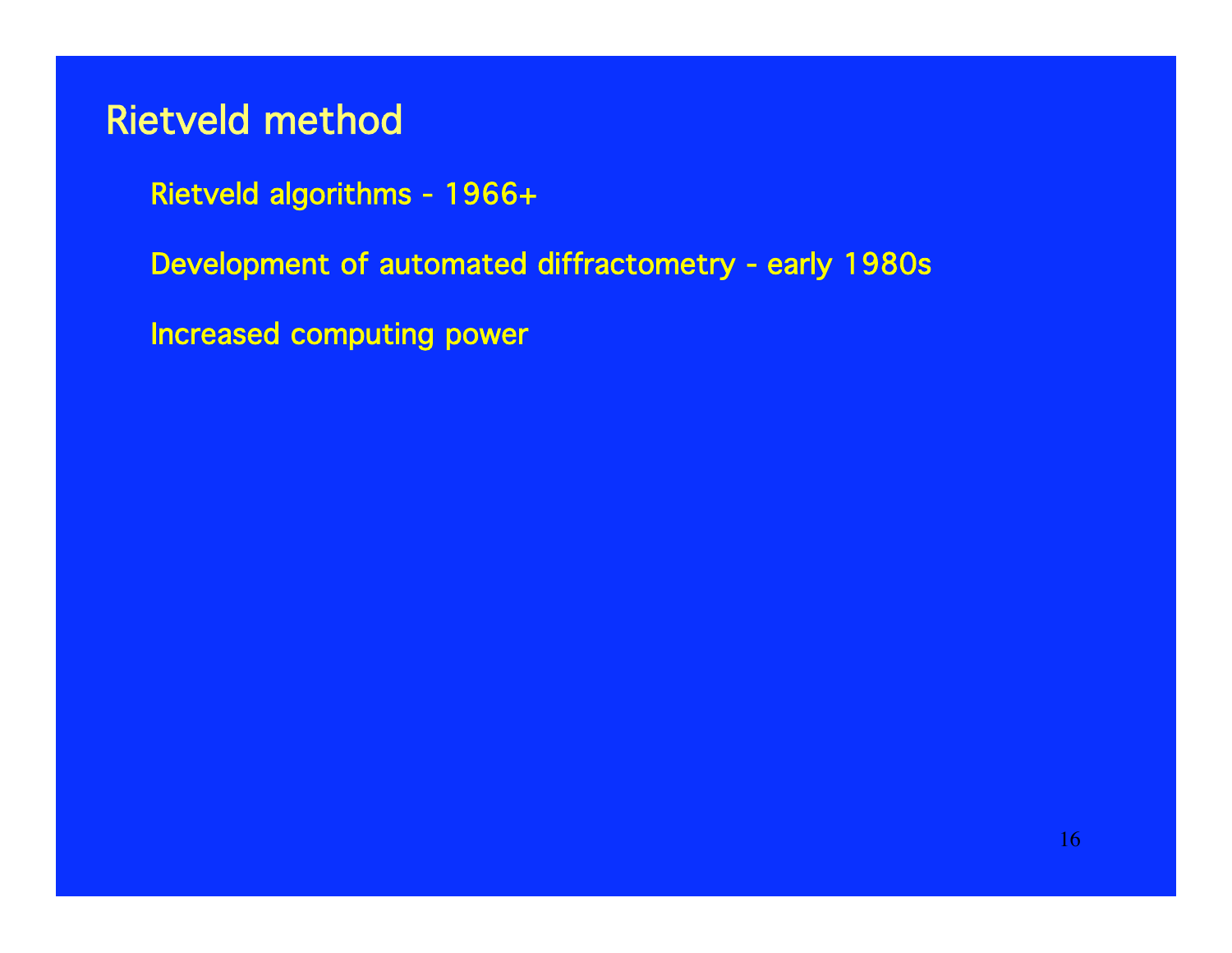# Rietveld method

Rietveld algorithms - 1966+

Development of automated diffractometry - early 1980s

Increased computing power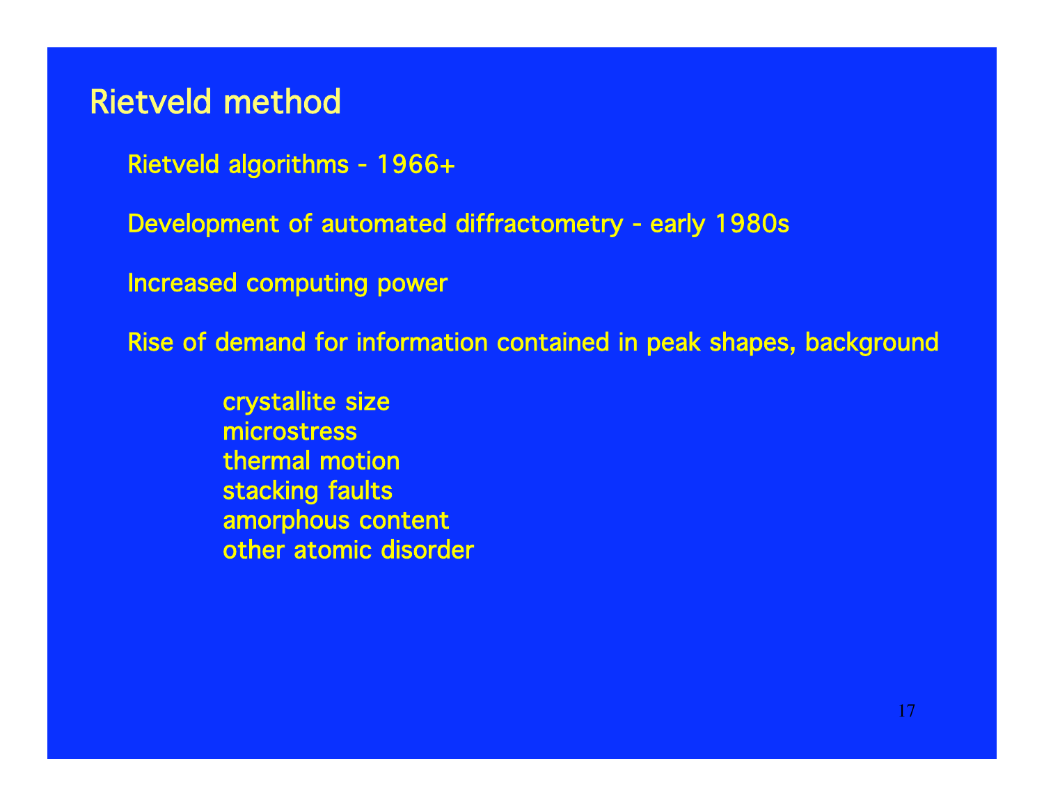# Rietveld method

Rietveld algorithms - 1966+

Development of automated diffractometry - early 1980s

Increased computing power

Rise of demand for information contained in peak shapes, background

- crystallite size
- microstress
- thermal motion
- stacking faults
- amorphous content
- other atomic disorder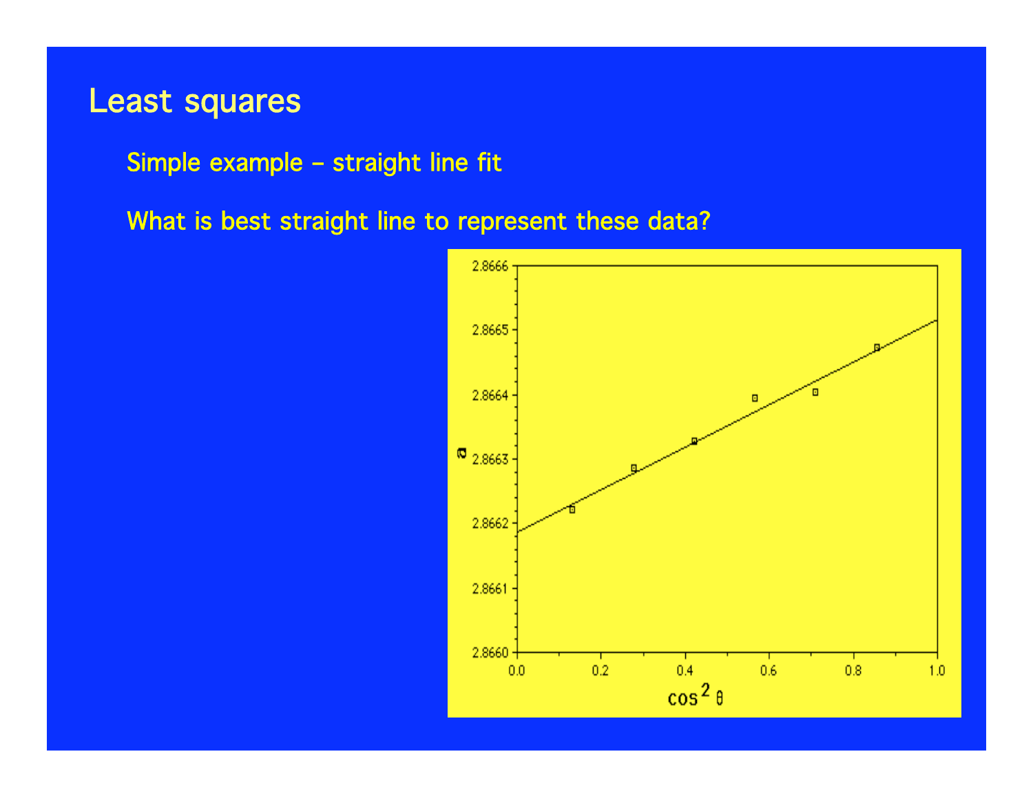# Least squares

Simple example – straight line fit

What is best straight line to represent these data?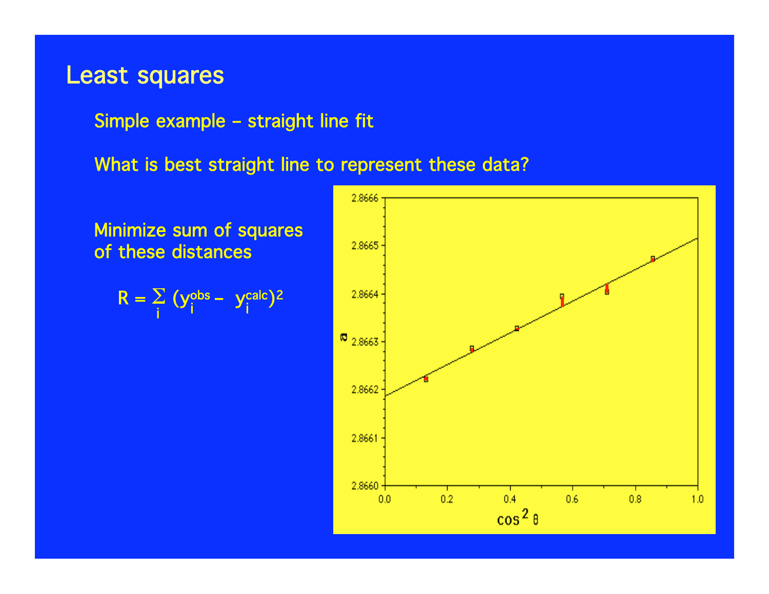# Least squares

Simple example – straight line fit

What is best straight line to represent these data?

Minimize sum of squares of these distances

$$R = \sum_i (y_i^{obs} - y_i^{calc})^2$$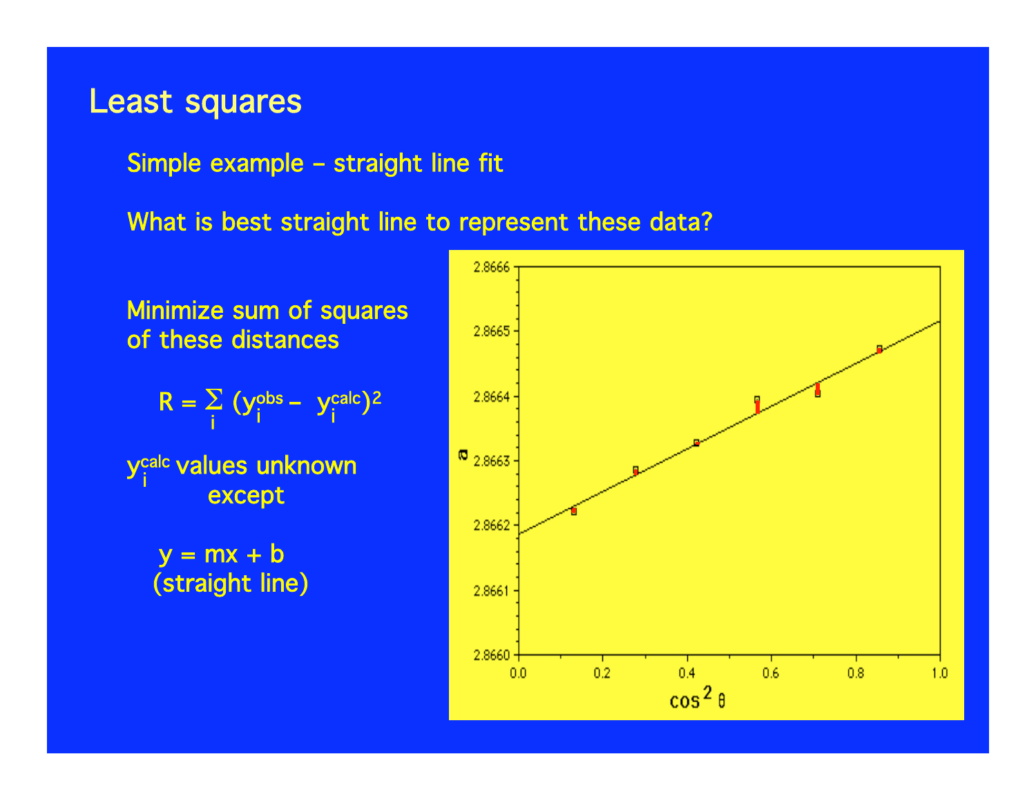# Least squares

Simple example – straight line fit

What is best straight line to represent these data?

Minimize sum of squares of these distances

$$R = \sum_i (y_i^{obs} - y_i^{calc})^2$$

$y_i^{calc}$ values unknown except

$y = mx + b$ (straight line)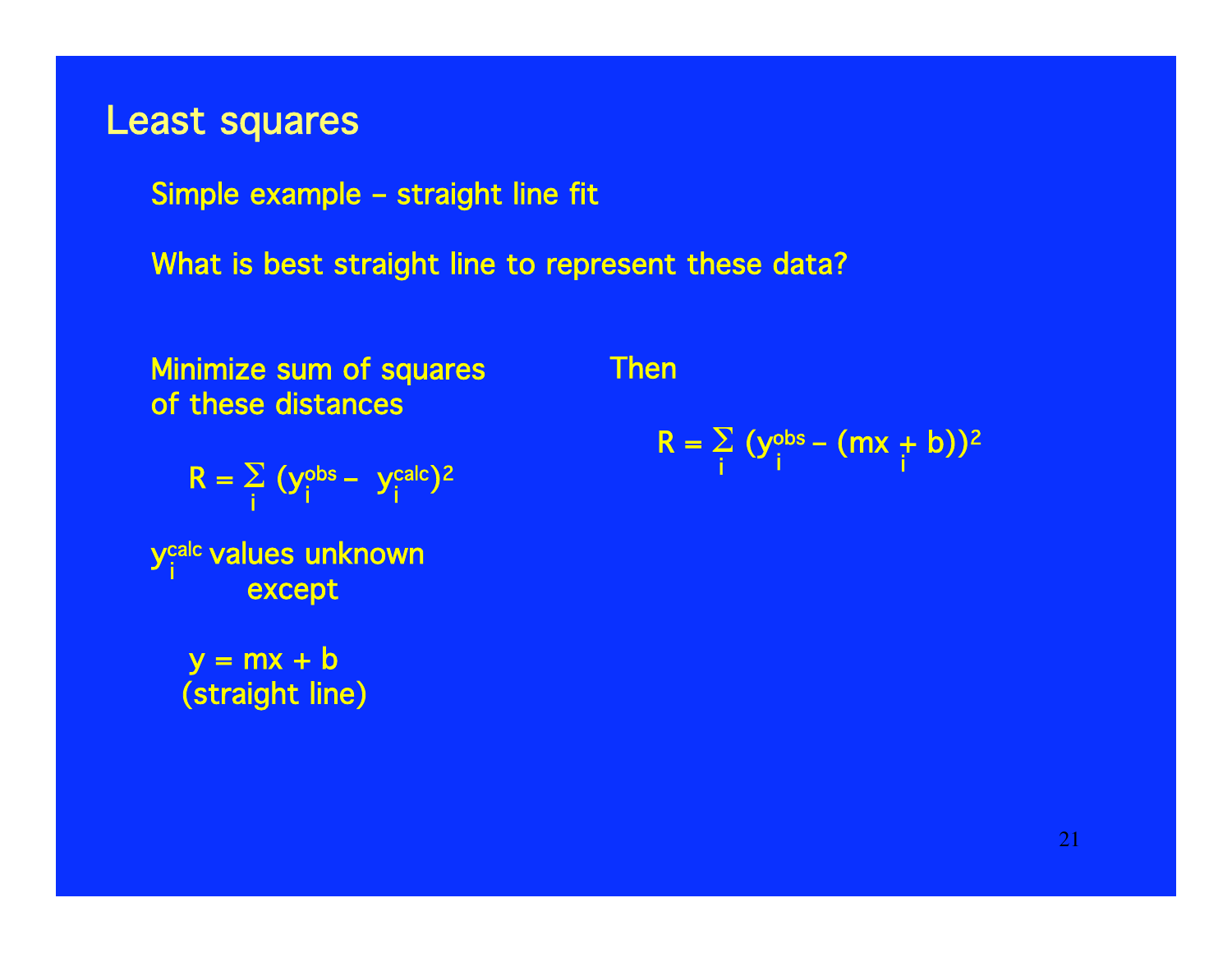# Least squares

Simple example – straight line fit

What is best straight line to represent these data?

Minimize sum of squares of these distances

$$R = \sum_i (y_i^{obs} - y_i^{calc})^2$$

$y_i^{calc}$ values unknown except

$y = mx + b$ (straight line)

Then

$$R = \sum_i (y_i^{obs} - (mx_i + b))^2$$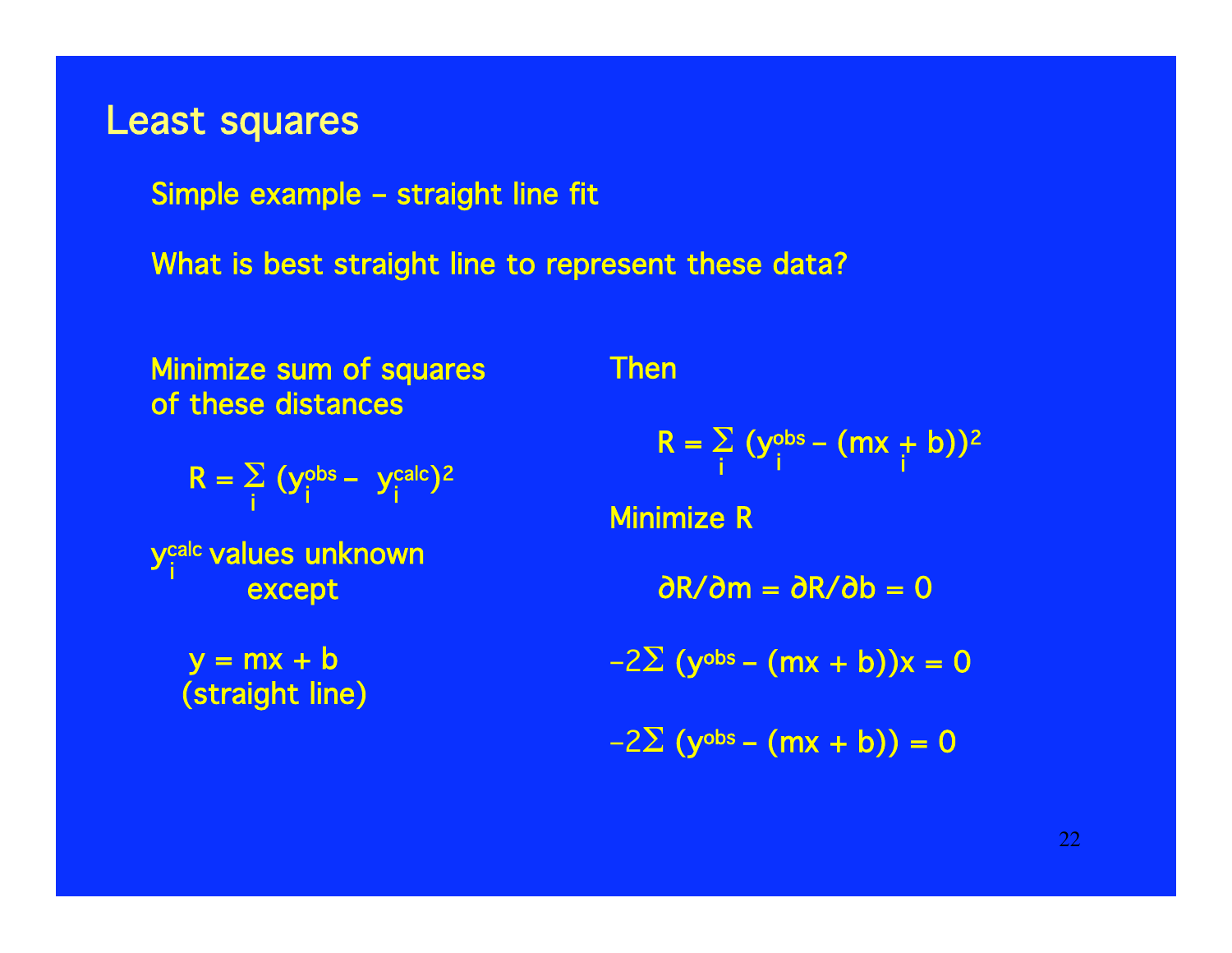# Least squares

Simple example – straight line fit

What is best straight line to represent these data?

Minimize sum of squares of these distances

$$R = \sum_i (y_i^{obs} - y_i^{calc})^2$$

$y_i^{calc}$ values unknown except

$y = mx + b$ (straight line)

Then

$$R = \sum_i (y_i^{obs} - (mx_i + b))^2$$

Minimize R

$$\partial R/\partial m = \partial R/\partial b = 0$$

$$-2\sum (y^{obs} - (mx + b))x = 0$$

$$-2\sum (y^{obs} - (mx + b)) = 0$$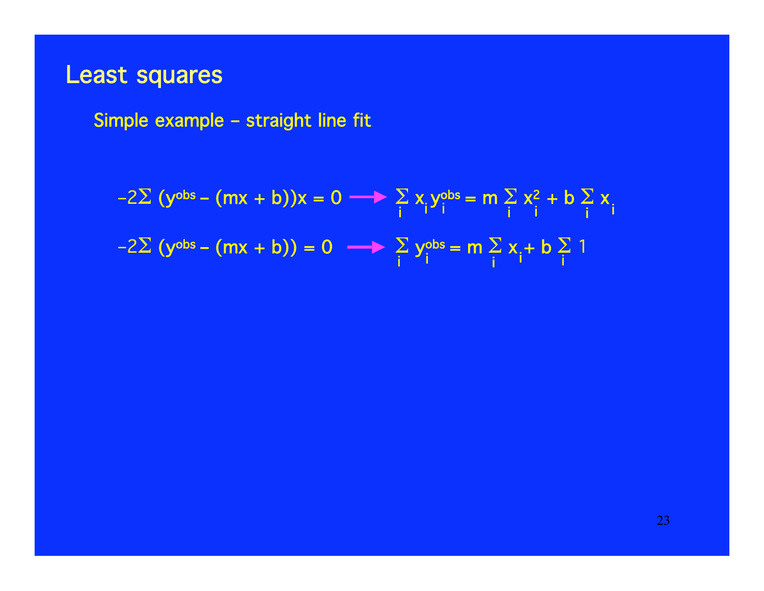# Least squares

Simple example – straight line fit

$$-2\Sigma\ (y^{obs} - (mx + b))x = 0 \longrightarrow \sum_i x_i y_i^{obs} = m \sum_i x_i^2 + b \sum_i x_i$$

$$-2\Sigma\ (y^{obs} - (mx + b)) = 0 \longrightarrow \sum_i y_i^{obs} = m \sum_i x_i + b \sum_i 1$$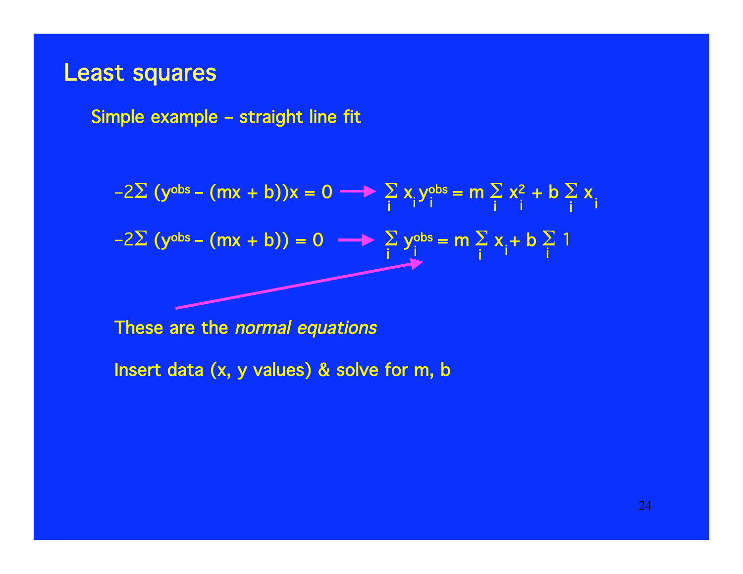# Least squares

Simple example – straight line fit

$$-2\sum (y^{obs} - (mx + b))x = 0 \longrightarrow \sum_i x_i y_i^{obs} = m \sum_i x_i^2 + b \sum_i x_i$$

$$-2\sum (y^{obs} - (mx + b)) = 0 \longrightarrow \sum_i y_i^{obs} = m \sum_i x_i + b \sum_i 1$$

These are the *normal equations*

Insert data (x, y values) & solve for m, b